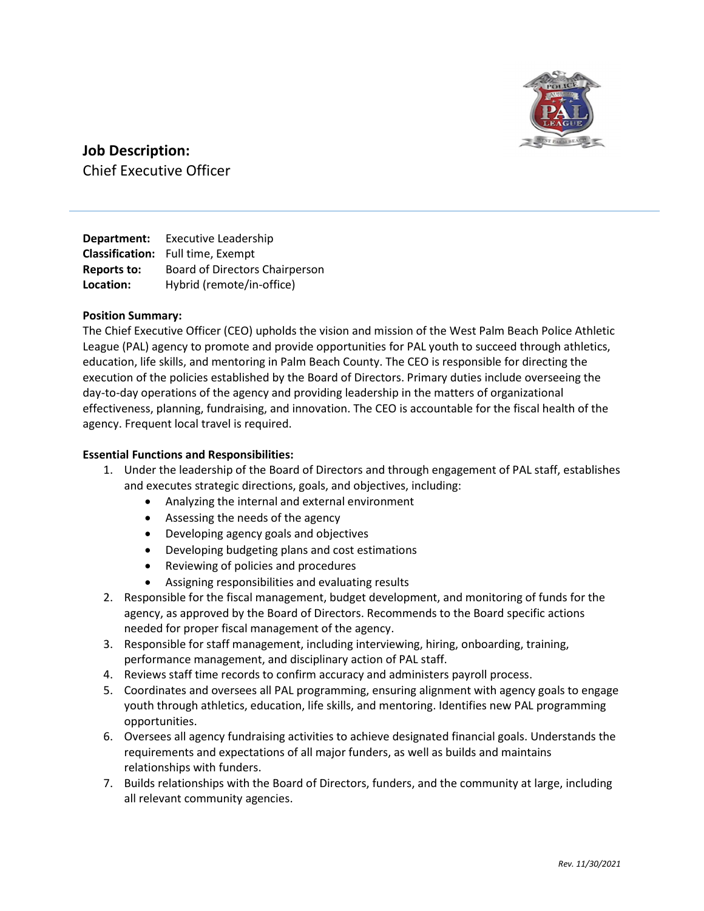# Job Description:
Chief Executive Officer

**Department:** Executive Leadership
**Classification:** Full time, Exempt
**Reports to:** Board of Directors Chairperson
**Location:** Hybrid (remote/in-office)

**Position Summary:**
The Chief Executive Officer (CEO) upholds the vision and mission of the West Palm Beach Police Athletic League (PAL) agency to promote and provide opportunities for PAL youth to succeed through athletics, education, life skills, and mentoring in Palm Beach County. The CEO is responsible for directing the execution of the policies established by the Board of Directors. Primary duties include overseeing the day-to-day operations of the agency and providing leadership in the matters of organizational effectiveness, planning, fundraising, and innovation. The CEO is accountable for the fiscal health of the agency. Frequent local travel is required.

**Essential Functions and Responsibilities:**

1. Under the leadership of the Board of Directors and through engagement of PAL staff, establishes and executes strategic directions, goals, and objectives, including:
   - Analyzing the internal and external environment
   - Assessing the needs of the agency
   - Developing agency goals and objectives
   - Developing budgeting plans and cost estimations
   - Reviewing of policies and procedures
   - Assigning responsibilities and evaluating results
2. Responsible for the fiscal management, budget development, and monitoring of funds for the agency, as approved by the Board of Directors. Recommends to the Board specific actions needed for proper fiscal management of the agency.
3. Responsible for staff management, including interviewing, hiring, onboarding, training, performance management, and disciplinary action of PAL staff.
4. Reviews staff time records to confirm accuracy and administers payroll process.
5. Coordinates and oversees all PAL programming, ensuring alignment with agency goals to engage youth through athletics, education, life skills, and mentoring. Identifies new PAL programming opportunities.
6. Oversees all agency fundraising activities to achieve designated financial goals. Understands the requirements and expectations of all major funders, as well as builds and maintains relationships with funders.
7. Builds relationships with the Board of Directors, funders, and the community at large, including all relevant community agencies.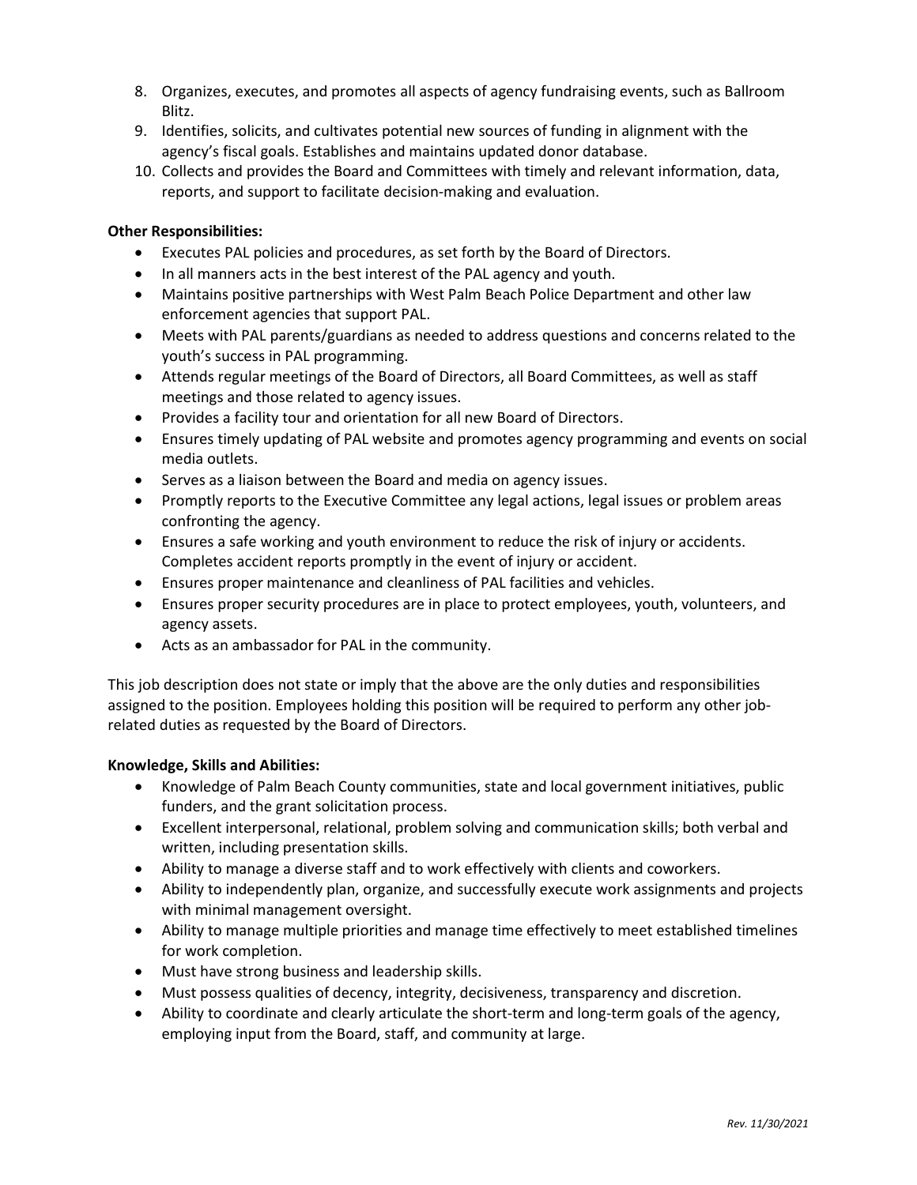8. Organizes, executes, and promotes all aspects of agency fundraising events, such as Ballroom Blitz.
9. Identifies, solicits, and cultivates potential new sources of funding in alignment with the agency's fiscal goals. Establishes and maintains updated donor database.
10. Collects and provides the Board and Committees with timely and relevant information, data, reports, and support to facilitate decision-making and evaluation.

**Other Responsibilities:**

- Executes PAL policies and procedures, as set forth by the Board of Directors.
- In all manners acts in the best interest of the PAL agency and youth.
- Maintains positive partnerships with West Palm Beach Police Department and other law enforcement agencies that support PAL.
- Meets with PAL parents/guardians as needed to address questions and concerns related to the youth's success in PAL programming.
- Attends regular meetings of the Board of Directors, all Board Committees, as well as staff meetings and those related to agency issues.
- Provides a facility tour and orientation for all new Board of Directors.
- Ensures timely updating of PAL website and promotes agency programming and events on social media outlets.
- Serves as a liaison between the Board and media on agency issues.
- Promptly reports to the Executive Committee any legal actions, legal issues or problem areas confronting the agency.
- Ensures a safe working and youth environment to reduce the risk of injury or accidents. Completes accident reports promptly in the event of injury or accident.
- Ensures proper maintenance and cleanliness of PAL facilities and vehicles.
- Ensures proper security procedures are in place to protect employees, youth, volunteers, and agency assets.
- Acts as an ambassador for PAL in the community.

This job description does not state or imply that the above are the only duties and responsibilities assigned to the position. Employees holding this position will be required to perform any other job-related duties as requested by the Board of Directors.

**Knowledge, Skills and Abilities:**

- Knowledge of Palm Beach County communities, state and local government initiatives, public funders, and the grant solicitation process.
- Excellent interpersonal, relational, problem solving and communication skills; both verbal and written, including presentation skills.
- Ability to manage a diverse staff and to work effectively with clients and coworkers.
- Ability to independently plan, organize, and successfully execute work assignments and projects with minimal management oversight.
- Ability to manage multiple priorities and manage time effectively to meet established timelines for work completion.
- Must have strong business and leadership skills.
- Must possess qualities of decency, integrity, decisiveness, transparency and discretion.
- Ability to coordinate and clearly articulate the short-term and long-term goals of the agency, employing input from the Board, staff, and community at large.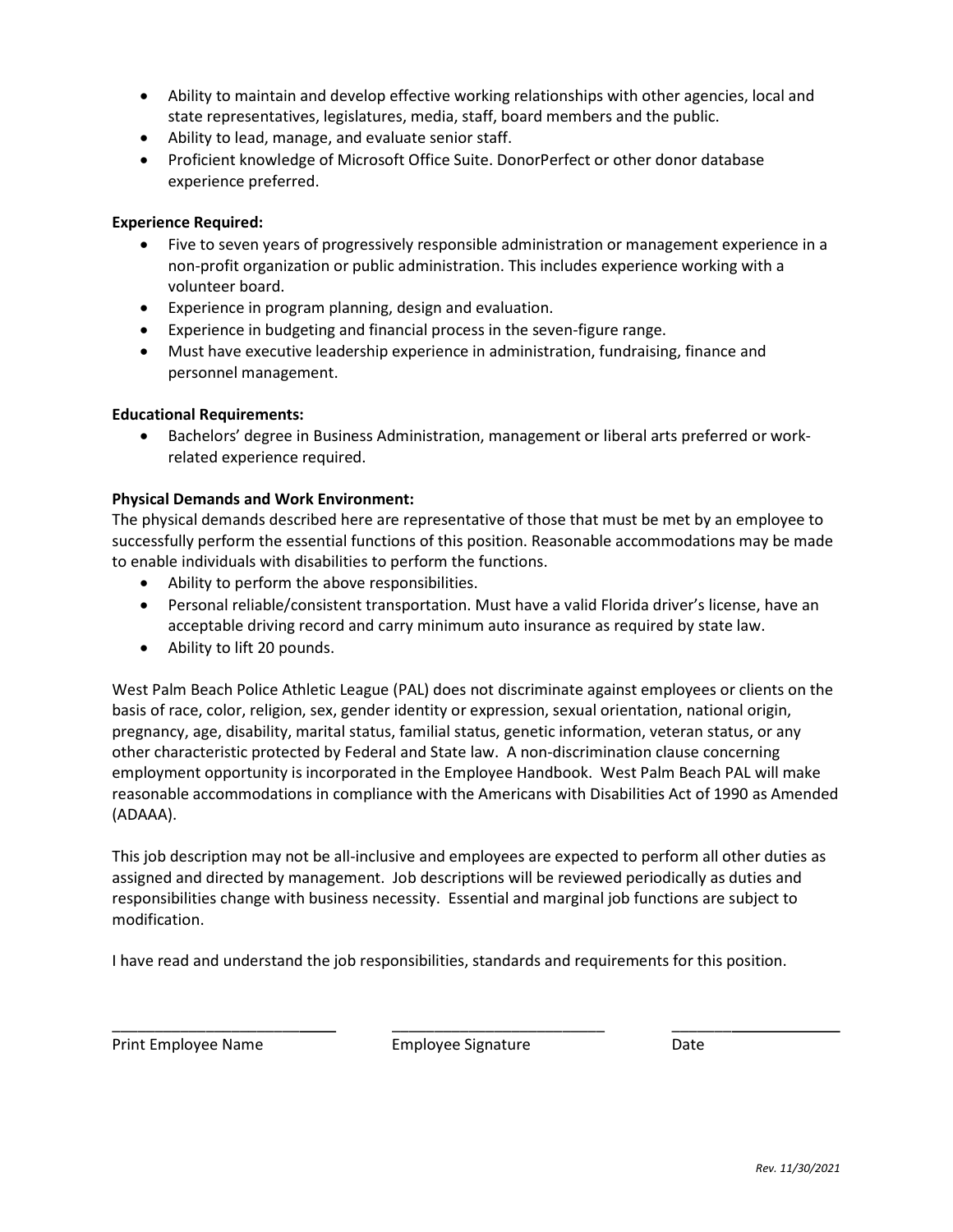- Ability to maintain and develop effective working relationships with other agencies, local and state representatives, legislatures, media, staff, board members and the public.
- Ability to lead, manage, and evaluate senior staff.
- Proficient knowledge of Microsoft Office Suite. DonorPerfect or other donor database experience preferred.

**Experience Required:**

- Five to seven years of progressively responsible administration or management experience in a non-profit organization or public administration. This includes experience working with a volunteer board.
- Experience in program planning, design and evaluation.
- Experience in budgeting and financial process in the seven-figure range.
- Must have executive leadership experience in administration, fundraising, finance and personnel management.

**Educational Requirements:**

- Bachelors' degree in Business Administration, management or liberal arts preferred or work-related experience required.

**Physical Demands and Work Environment:**

The physical demands described here are representative of those that must be met by an employee to successfully perform the essential functions of this position. Reasonable accommodations may be made to enable individuals with disabilities to perform the functions.

- Ability to perform the above responsibilities.
- Personal reliable/consistent transportation. Must have a valid Florida driver's license, have an acceptable driving record and carry minimum auto insurance as required by state law.
- Ability to lift 20 pounds.

West Palm Beach Police Athletic League (PAL) does not discriminate against employees or clients on the basis of race, color, religion, sex, gender identity or expression, sexual orientation, national origin, pregnancy, age, disability, marital status, familial status, genetic information, veteran status, or any other characteristic protected by Federal and State law. A non-discrimination clause concerning employment opportunity is incorporated in the Employee Handbook. West Palm Beach PAL will make reasonable accommodations in compliance with the Americans with Disabilities Act of 1990 as Amended (ADAAA).

This job description may not be all-inclusive and employees are expected to perform all other duties as assigned and directed by management. Job descriptions will be reviewed periodically as duties and responsibilities change with business necessity. Essential and marginal job functions are subject to modification.

I have read and understand the job responsibilities, standards and requirements for this position.

\_\_\_\_\_\_\_\_\_\_\_\_\_\_\_\_\_\_\_\_\_\_\_\_\_\_ \_\_\_\_\_\_\_\_\_\_\_\_\_\_\_\_\_\_\_\_\_\_\_\_\_\_ \_\_\_\_\_\_\_\_\_\_\_\_\_\_\_\_\_\_\_\_

Print Employee Name Employee Signature Date

*Rev. 11/30/2021*